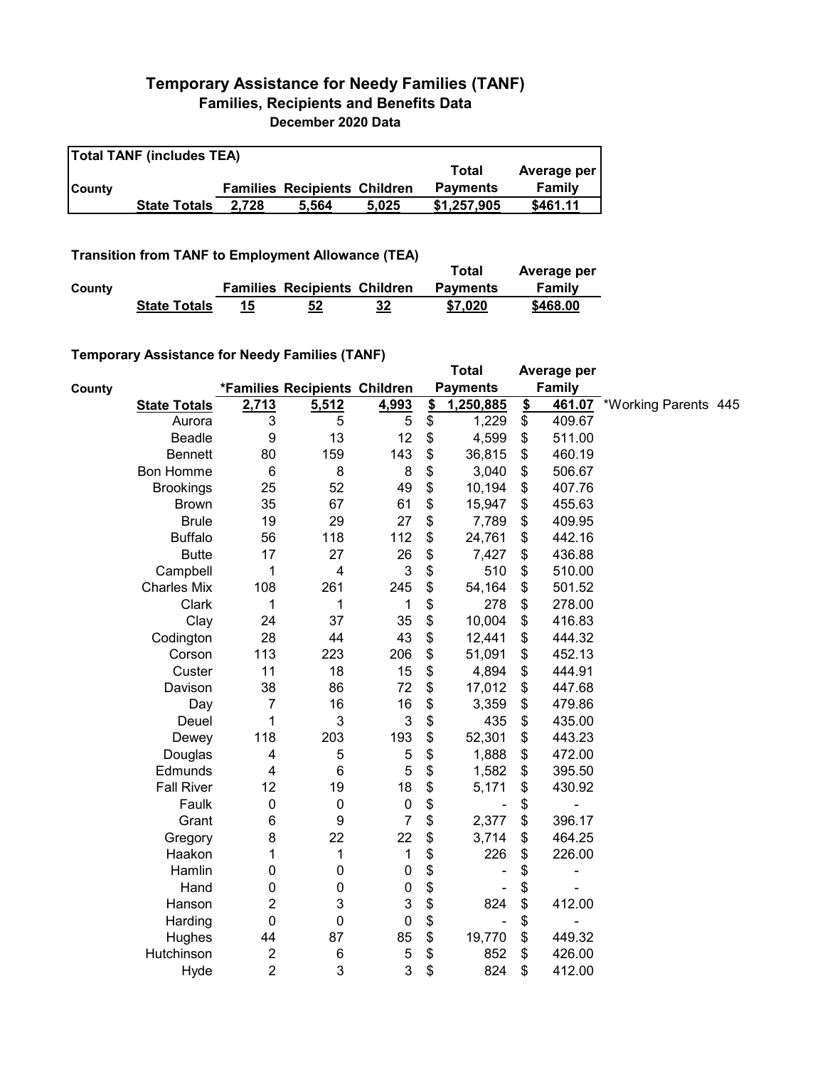# Temporary Assistance for Needy Families (TANF)
## Families, Recipients and Benefits Data
### December 2020 Data

**Total TANF (includes TEA)**

| County | | Families | Recipients | Children | Total Payments | Average per Family |
|---|---|---|---|---|---|---|
| | **State Totals** | **2,728** | **5,564** | **5,025** | **$1,257,905** | **$461.11** |

**Transition from TANF to Employment Allowance (TEA)**

| County | | Families | Recipients | Children | Total Payments | Average per Family |
|---|---|---|---|---|---|---|
| | **State Totals** | **15** | **52** | **32** | **$7,020** | **$468.00** |

**Temporary Assistance for Needy Families (TANF)**

| County | *Families | Recipients | Children | Total Payments | Average per Family | |
|---|---|---|---|---|---|---|
| **State Totals** | **2,713** | **5,512** | **4,993** | **$ 1,250,885** | **$ 461.07** | *Working Parents 445 |
| Aurora | 3 | 5 | 5 | $ 1,229 | $ 409.67 | |
| Beadle | 9 | 13 | 12 | $ 4,599 | $ 511.00 | |
| Bennett | 80 | 159 | 143 | $ 36,815 | $ 460.19 | |
| Bon Homme | 6 | 8 | 8 | $ 3,040 | $ 506.67 | |
| Brookings | 25 | 52 | 49 | $ 10,194 | $ 407.76 | |
| Brown | 35 | 67 | 61 | $ 15,947 | $ 455.63 | |
| Brule | 19 | 29 | 27 | $ 7,789 | $ 409.95 | |
| Buffalo | 56 | 118 | 112 | $ 24,761 | $ 442.16 | |
| Butte | 17 | 27 | 26 | $ 7,427 | $ 436.88 | |
| Campbell | 1 | 4 | 3 | $ 510 | $ 510.00 | |
| Charles Mix | 108 | 261 | 245 | $ 54,164 | $ 501.52 | |
| Clark | 1 | 1 | 1 | $ 278 | $ 278.00 | |
| Clay | 24 | 37 | 35 | $ 10,004 | $ 416.83 | |
| Codington | 28 | 44 | 43 | $ 12,441 | $ 444.32 | |
| Corson | 113 | 223 | 206 | $ 51,091 | $ 452.13 | |
| Custer | 11 | 18 | 15 | $ 4,894 | $ 444.91 | |
| Davison | 38 | 86 | 72 | $ 17,012 | $ 447.68 | |
| Day | 7 | 16 | 16 | $ 3,359 | $ 479.86 | |
| Deuel | 1 | 3 | 3 | $ 435 | $ 435.00 | |
| Dewey | 118 | 203 | 193 | $ 52,301 | $ 443.23 | |
| Douglas | 4 | 5 | 5 | $ 1,888 | $ 472.00 | |
| Edmunds | 4 | 6 | 5 | $ 1,582 | $ 395.50 | |
| Fall River | 12 | 19 | 18 | $ 5,171 | $ 430.92 | |
| Faulk | 0 | 0 | 0 | $ - | $ - | |
| Grant | 6 | 9 | 7 | $ 2,377 | $ 396.17 | |
| Gregory | 8 | 22 | 22 | $ 3,714 | $ 464.25 | |
| Haakon | 1 | 1 | 1 | $ 226 | $ 226.00 | |
| Hamlin | 0 | 0 | 0 | $ - | $ - | |
| Hand | 0 | 0 | 0 | $ - | $ - | |
| Hanson | 2 | 3 | 3 | $ 824 | $ 412.00 | |
| Harding | 0 | 0 | 0 | $ - | $ - | |
| Hughes | 44 | 87 | 85 | $ 19,770 | $ 449.32 | |
| Hutchinson | 2 | 6 | 5 | $ 852 | $ 426.00 | |
| Hyde | 2 | 3 | 3 | $ 824 | $ 412.00 | |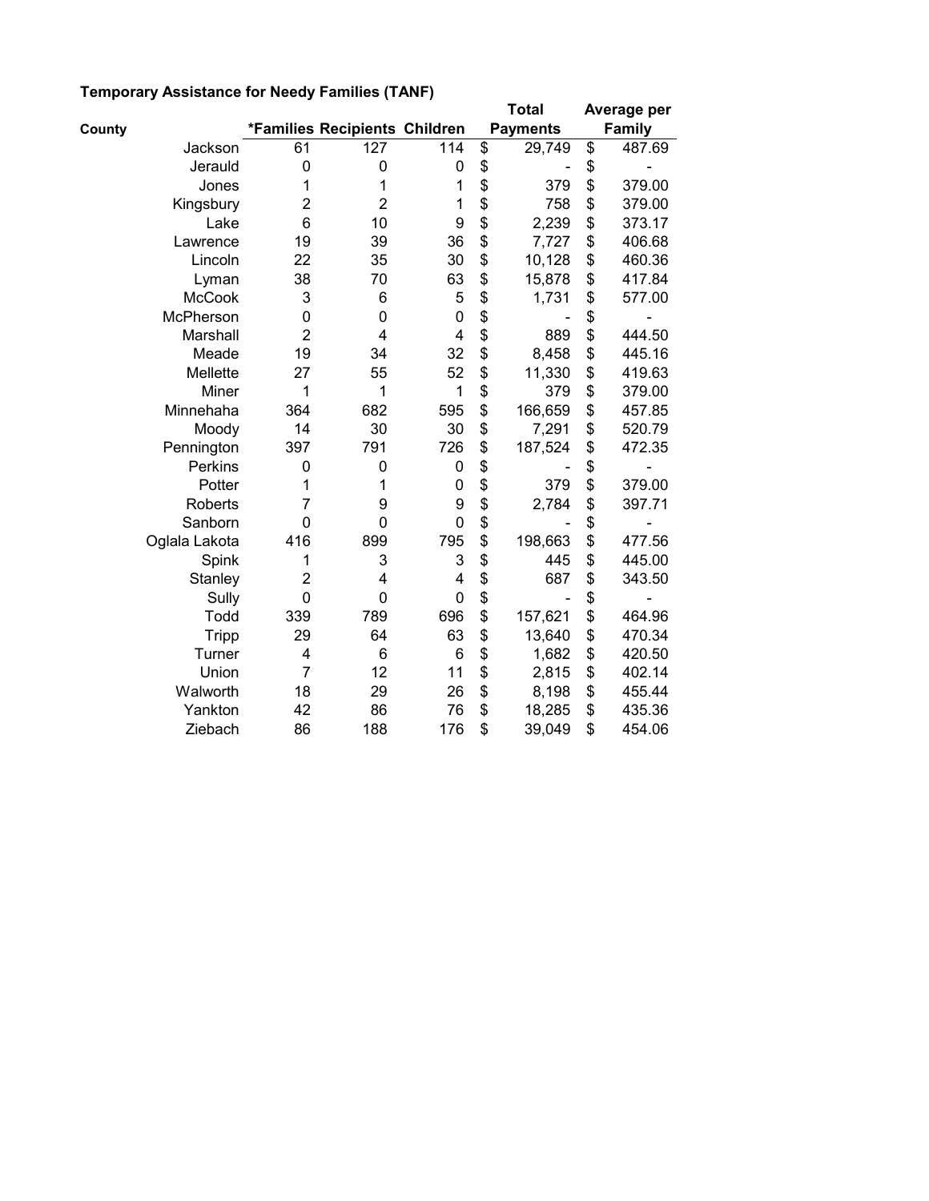**Temporary Assistance for Needy Families (TANF)**

| County | *Families | Recipients | Children | Total Payments | Average per Family |
|---|---|---|---|---|---|
| Jackson | 61 | 127 | 114 | $ 29,749 | $ 487.69 |
| Jerauld | 0 | 0 | 0 | $ - | $ - |
| Jones | 1 | 1 | 1 | $ 379 | $ 379.00 |
| Kingsbury | 2 | 2 | 1 | $ 758 | $ 379.00 |
| Lake | 6 | 10 | 9 | $ 2,239 | $ 373.17 |
| Lawrence | 19 | 39 | 36 | $ 7,727 | $ 406.68 |
| Lincoln | 22 | 35 | 30 | $ 10,128 | $ 460.36 |
| Lyman | 38 | 70 | 63 | $ 15,878 | $ 417.84 |
| McCook | 3 | 6 | 5 | $ 1,731 | $ 577.00 |
| McPherson | 0 | 0 | 0 | $ - | $ - |
| Marshall | 2 | 4 | 4 | $ 889 | $ 444.50 |
| Meade | 19 | 34 | 32 | $ 8,458 | $ 445.16 |
| Mellette | 27 | 55 | 52 | $ 11,330 | $ 419.63 |
| Miner | 1 | 1 | 1 | $ 379 | $ 379.00 |
| Minnehaha | 364 | 682 | 595 | $ 166,659 | $ 457.85 |
| Moody | 14 | 30 | 30 | $ 7,291 | $ 520.79 |
| Pennington | 397 | 791 | 726 | $ 187,524 | $ 472.35 |
| Perkins | 0 | 0 | 0 | $ - | $ - |
| Potter | 1 | 1 | 0 | $ 379 | $ 379.00 |
| Roberts | 7 | 9 | 9 | $ 2,784 | $ 397.71 |
| Sanborn | 0 | 0 | 0 | $ - | $ - |
| Oglala Lakota | 416 | 899 | 795 | $ 198,663 | $ 477.56 |
| Spink | 1 | 3 | 3 | $ 445 | $ 445.00 |
| Stanley | 2 | 4 | 4 | $ 687 | $ 343.50 |
| Sully | 0 | 0 | 0 | $ - | $ - |
| Todd | 339 | 789 | 696 | $ 157,621 | $ 464.96 |
| Tripp | 29 | 64 | 63 | $ 13,640 | $ 470.34 |
| Turner | 4 | 6 | 6 | $ 1,682 | $ 420.50 |
| Union | 7 | 12 | 11 | $ 2,815 | $ 402.14 |
| Walworth | 18 | 29 | 26 | $ 8,198 | $ 455.44 |
| Yankton | 42 | 86 | 76 | $ 18,285 | $ 435.36 |
| Ziebach | 86 | 188 | 176 | $ 39,049 | $ 454.06 |